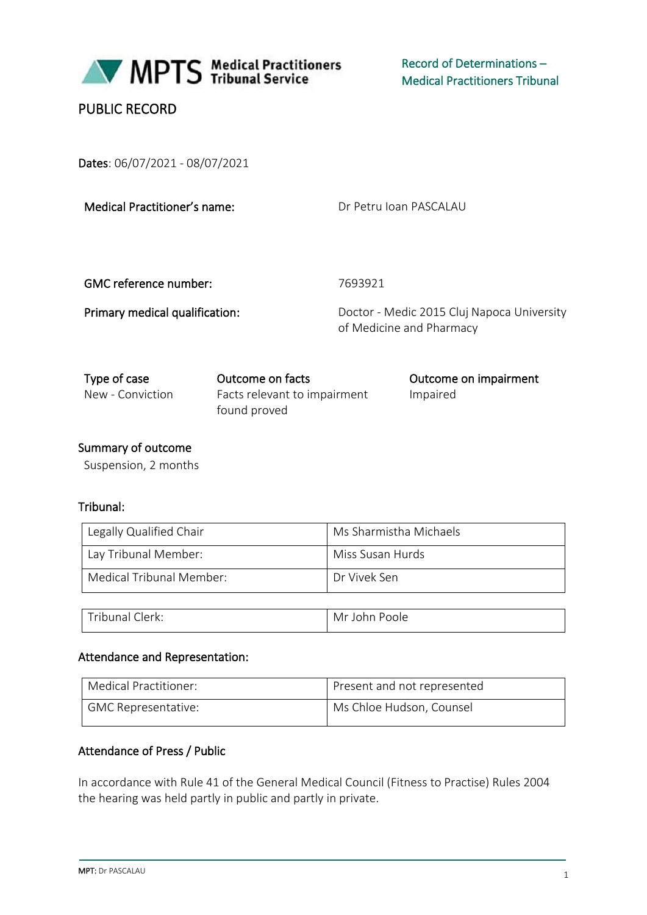MPTS Medical Practitioners Tribunal Service

Record of Determinations – Medical Practitioners Tribunal

# PUBLIC RECORD

**Dates**: 06/07/2021 - 08/07/2021

| | |
|---|---|
| **Medical Practitioner's name:** | Dr Petru Ioan PASCALAU |
| **GMC reference number:** | 7693921 |
| **Primary medical qualification:** | Doctor - Medic 2015 Cluj Napoca University of Medicine and Pharmacy |

| Type of case | Outcome on facts | Outcome on impairment |
|---|---|---|
| New - Conviction | Facts relevant to impairment found proved | Impaired |

**Summary of outcome**

Suspension, 2 months

**Tribunal:**

| | |
|---|---|
| Legally Qualified Chair | Ms Sharmistha Michaels |
| Lay Tribunal Member: | Miss Susan Hurds |
| Medical Tribunal Member: | Dr Vivek Sen |

| | |
|---|---|
| Tribunal Clerk: | Mr John Poole |

**Attendance and Representation:**

| | |
|---|---|
| Medical Practitioner: | Present and not represented |
| GMC Representative: | Ms Chloe Hudson, Counsel |

**Attendance of Press / Public**

In accordance with Rule 41 of the General Medical Council (Fitness to Practise) Rules 2004 the hearing was held partly in public and partly in private.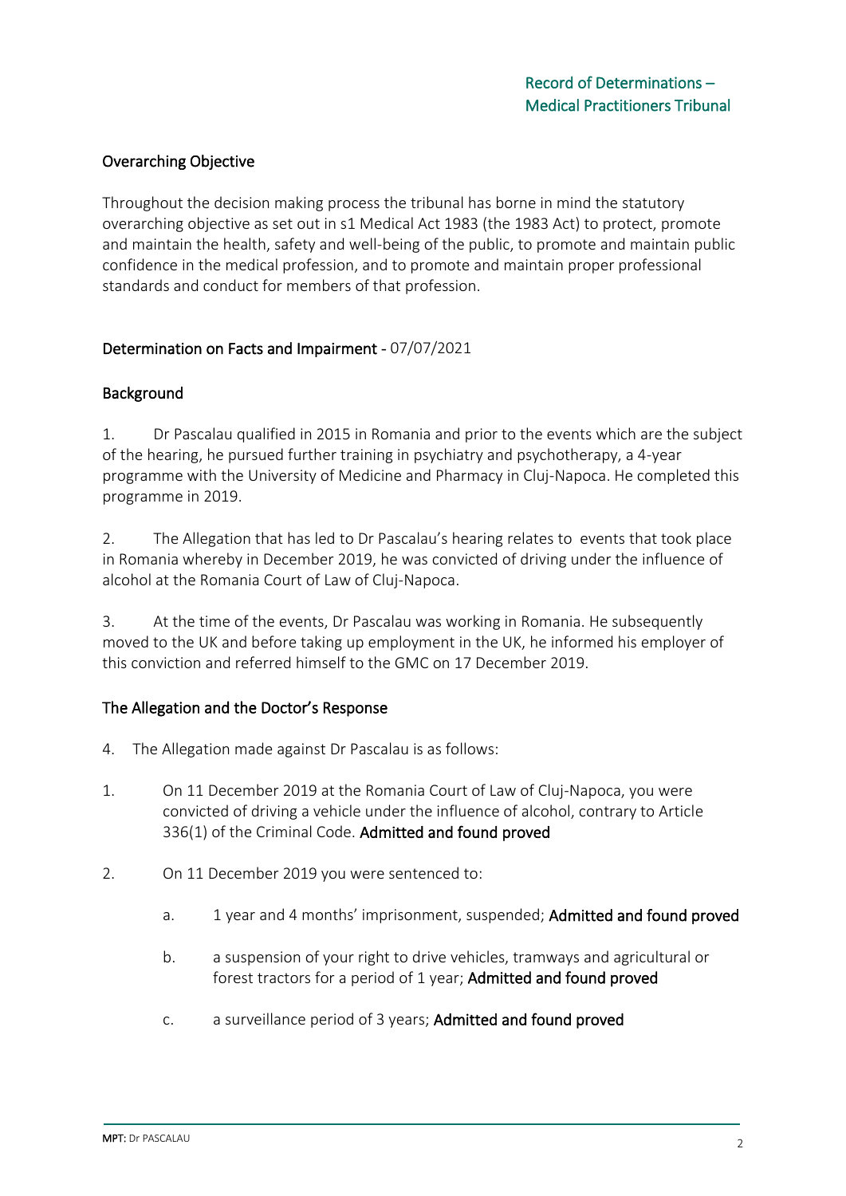## Overarching Objective

Throughout the decision making process the tribunal has borne in mind the statutory overarching objective as set out in s1 Medical Act 1983 (the 1983 Act) to protect, promote and maintain the health, safety and well-being of the public, to promote and maintain public confidence in the medical profession, and to promote and maintain proper professional standards and conduct for members of that profession.

## Determination on Facts and Impairment - 07/07/2021

### Background

1. Dr Pascalau qualified in 2015 in Romania and prior to the events which are the subject of the hearing, he pursued further training in psychiatry and psychotherapy, a 4-year programme with the University of Medicine and Pharmacy in Cluj-Napoca. He completed this programme in 2019.

2. The Allegation that has led to Dr Pascalau's hearing relates to events that took place in Romania whereby in December 2019, he was convicted of driving under the influence of alcohol at the Romania Court of Law of Cluj-Napoca.

3. At the time of the events, Dr Pascalau was working in Romania. He subsequently moved to the UK and before taking up employment in the UK, he informed his employer of this conviction and referred himself to the GMC on 17 December 2019.

### The Allegation and the Doctor's Response

4. The Allegation made against Dr Pascalau is as follows:

1. On 11 December 2019 at the Romania Court of Law of Cluj-Napoca, you were convicted of driving a vehicle under the influence of alcohol, contrary to Article 336(1) of the Criminal Code. **Admitted and found proved**

2. On 11 December 2019 you were sentenced to:

   a. 1 year and 4 months' imprisonment, suspended; **Admitted and found proved**

   b. a suspension of your right to drive vehicles, tramways and agricultural or forest tractors for a period of 1 year; **Admitted and found proved**

   c. a surveillance period of 3 years; **Admitted and found proved**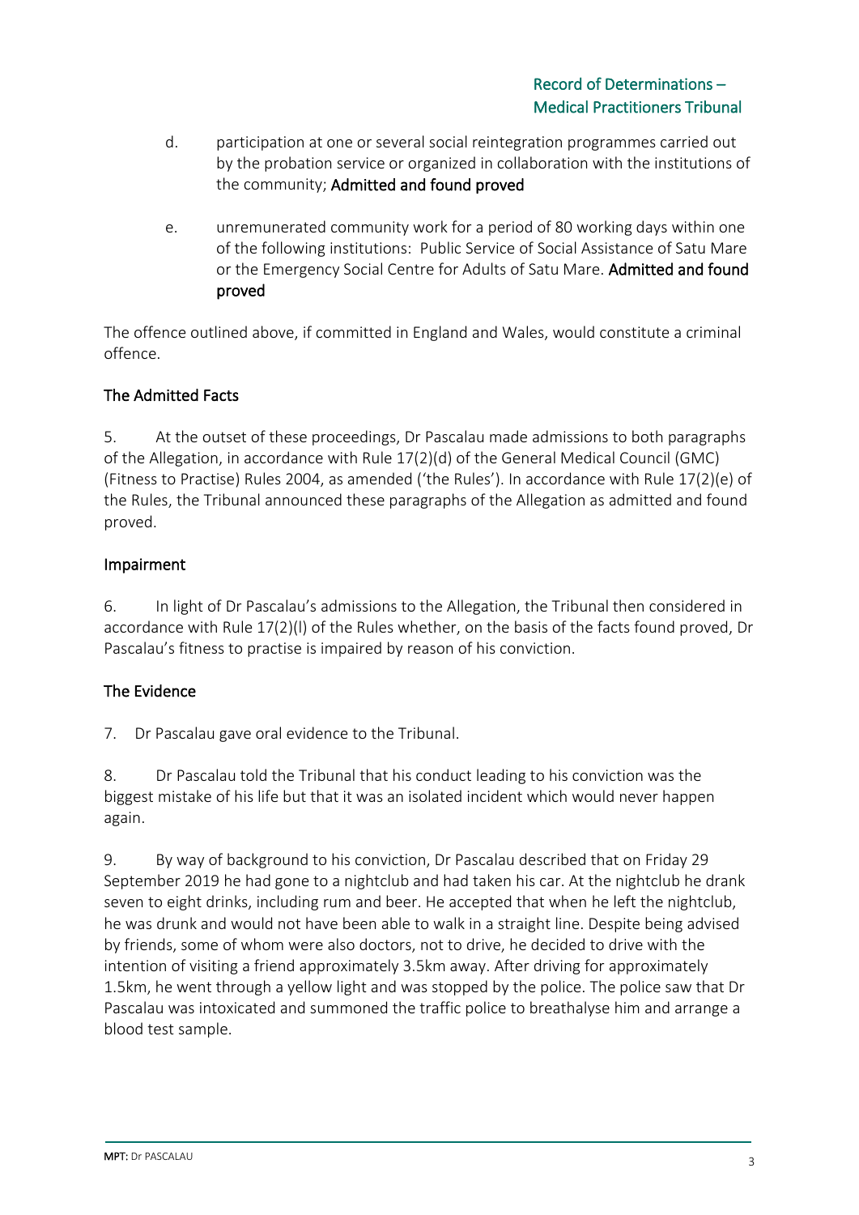d. participation at one or several social reintegration programmes carried out by the probation service or organized in collaboration with the institutions of the community; **Admitted and found proved**

e. unremunerated community work for a period of 80 working days within one of the following institutions: Public Service of Social Assistance of Satu Mare or the Emergency Social Centre for Adults of Satu Mare. **Admitted and found proved**

The offence outlined above, if committed in England and Wales, would constitute a criminal offence.

## The Admitted Facts

5. At the outset of these proceedings, Dr Pascalau made admissions to both paragraphs of the Allegation, in accordance with Rule 17(2)(d) of the General Medical Council (GMC) (Fitness to Practise) Rules 2004, as amended ('the Rules'). In accordance with Rule 17(2)(e) of the Rules, the Tribunal announced these paragraphs of the Allegation as admitted and found proved.

## Impairment

6. In light of Dr Pascalau's admissions to the Allegation, the Tribunal then considered in accordance with Rule 17(2)(l) of the Rules whether, on the basis of the facts found proved, Dr Pascalau's fitness to practise is impaired by reason of his conviction.

## The Evidence

7. Dr Pascalau gave oral evidence to the Tribunal.

8. Dr Pascalau told the Tribunal that his conduct leading to his conviction was the biggest mistake of his life but that it was an isolated incident which would never happen again.

9. By way of background to his conviction, Dr Pascalau described that on Friday 29 September 2019 he had gone to a nightclub and had taken his car. At the nightclub he drank seven to eight drinks, including rum and beer. He accepted that when he left the nightclub, he was drunk and would not have been able to walk in a straight line. Despite being advised by friends, some of whom were also doctors, not to drive, he decided to drive with the intention of visiting a friend approximately 3.5km away. After driving for approximately 1.5km, he went through a yellow light and was stopped by the police. The police saw that Dr Pascalau was intoxicated and summoned the traffic police to breathalyse him and arrange a blood test sample.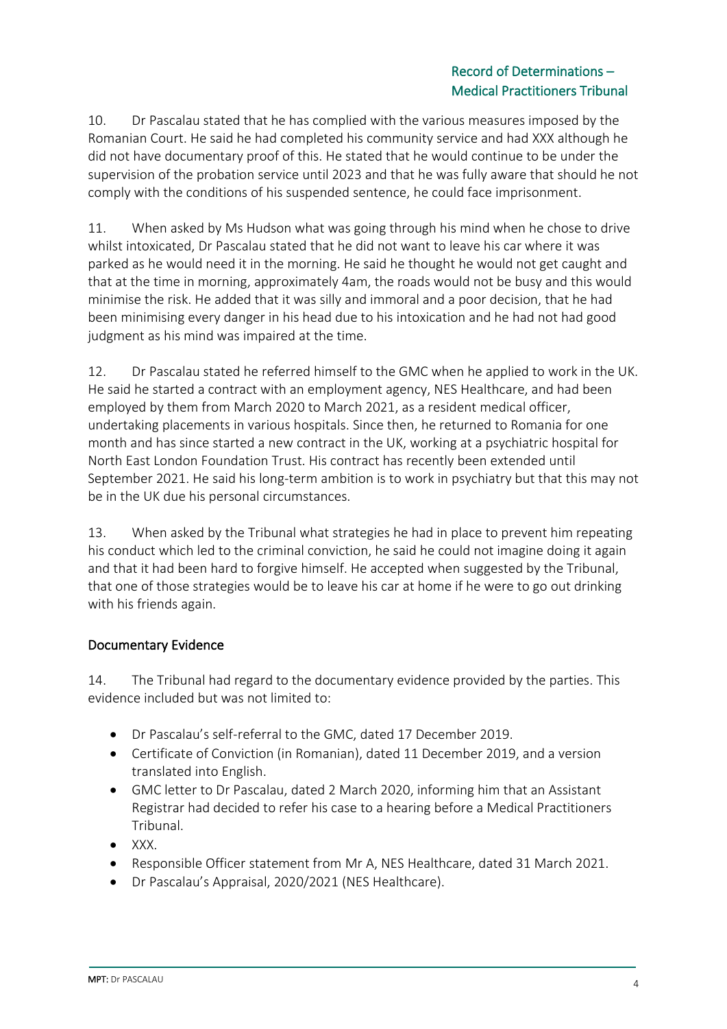10. Dr Pascalau stated that he has complied with the various measures imposed by the Romanian Court. He said he had completed his community service and had XXX although he did not have documentary proof of this. He stated that he would continue to be under the supervision of the probation service until 2023 and that he was fully aware that should he not comply with the conditions of his suspended sentence, he could face imprisonment.

11. When asked by Ms Hudson what was going through his mind when he chose to drive whilst intoxicated, Dr Pascalau stated that he did not want to leave his car where it was parked as he would need it in the morning. He said he thought he would not get caught and that at the time in morning, approximately 4am, the roads would not be busy and this would minimise the risk. He added that it was silly and immoral and a poor decision, that he had been minimising every danger in his head due to his intoxication and he had not had good judgment as his mind was impaired at the time.

12. Dr Pascalau stated he referred himself to the GMC when he applied to work in the UK. He said he started a contract with an employment agency, NES Healthcare, and had been employed by them from March 2020 to March 2021, as a resident medical officer, undertaking placements in various hospitals. Since then, he returned to Romania for one month and has since started a new contract in the UK, working at a psychiatric hospital for North East London Foundation Trust. His contract has recently been extended until September 2021. He said his long-term ambition is to work in psychiatry but that this may not be in the UK due his personal circumstances.

13. When asked by the Tribunal what strategies he had in place to prevent him repeating his conduct which led to the criminal conviction, he said he could not imagine doing it again and that it had been hard to forgive himself. He accepted when suggested by the Tribunal, that one of those strategies would be to leave his car at home if he were to go out drinking with his friends again.

## Documentary Evidence

14. The Tribunal had regard to the documentary evidence provided by the parties. This evidence included but was not limited to:

- Dr Pascalau's self-referral to the GMC, dated 17 December 2019.
- Certificate of Conviction (in Romanian), dated 11 December 2019, and a version translated into English.
- GMC letter to Dr Pascalau, dated 2 March 2020, informing him that an Assistant Registrar had decided to refer his case to a hearing before a Medical Practitioners Tribunal.
- XXX.
- Responsible Officer statement from Mr A, NES Healthcare, dated 31 March 2021.
- Dr Pascalau's Appraisal, 2020/2021 (NES Healthcare).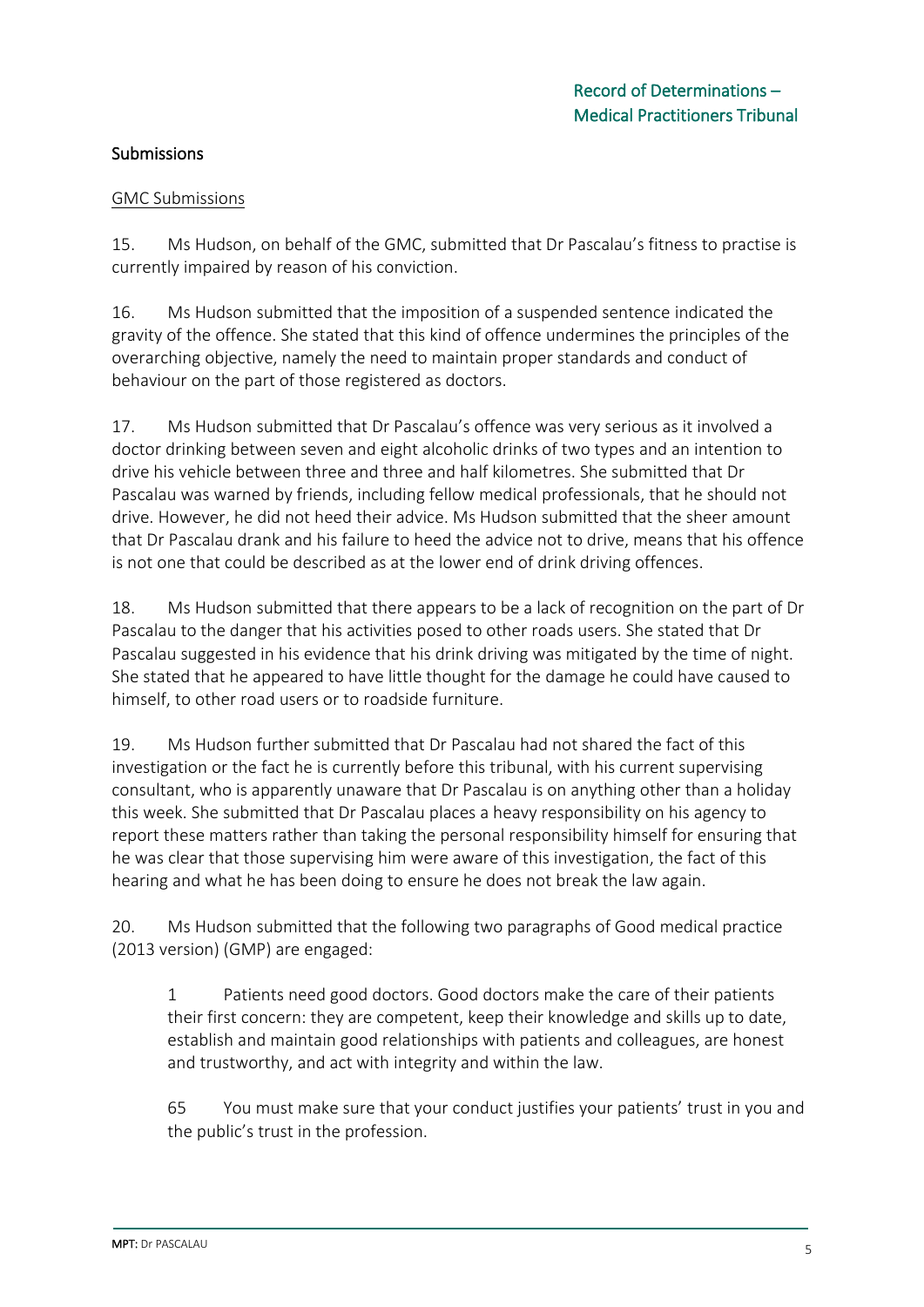## Submissions

### GMC Submissions

15. Ms Hudson, on behalf of the GMC, submitted that Dr Pascalau's fitness to practise is currently impaired by reason of his conviction.

16. Ms Hudson submitted that the imposition of a suspended sentence indicated the gravity of the offence. She stated that this kind of offence undermines the principles of the overarching objective, namely the need to maintain proper standards and conduct of behaviour on the part of those registered as doctors.

17. Ms Hudson submitted that Dr Pascalau's offence was very serious as it involved a doctor drinking between seven and eight alcoholic drinks of two types and an intention to drive his vehicle between three and three and half kilometres. She submitted that Dr Pascalau was warned by friends, including fellow medical professionals, that he should not drive. However, he did not heed their advice. Ms Hudson submitted that the sheer amount that Dr Pascalau drank and his failure to heed the advice not to drive, means that his offence is not one that could be described as at the lower end of drink driving offences.

18. Ms Hudson submitted that there appears to be a lack of recognition on the part of Dr Pascalau to the danger that his activities posed to other roads users. She stated that Dr Pascalau suggested in his evidence that his drink driving was mitigated by the time of night. She stated that he appeared to have little thought for the damage he could have caused to himself, to other road users or to roadside furniture.

19. Ms Hudson further submitted that Dr Pascalau had not shared the fact of this investigation or the fact he is currently before this tribunal, with his current supervising consultant, who is apparently unaware that Dr Pascalau is on anything other than a holiday this week. She submitted that Dr Pascalau places a heavy responsibility on his agency to report these matters rather than taking the personal responsibility himself for ensuring that he was clear that those supervising him were aware of this investigation, the fact of this hearing and what he has been doing to ensure he does not break the law again.

20. Ms Hudson submitted that the following two paragraphs of Good medical practice (2013 version) (GMP) are engaged:

> 1 Patients need good doctors. Good doctors make the care of their patients their first concern: they are competent, keep their knowledge and skills up to date, establish and maintain good relationships with patients and colleagues, are honest and trustworthy, and act with integrity and within the law.
>
> 65 You must make sure that your conduct justifies your patients' trust in you and the public's trust in the profession.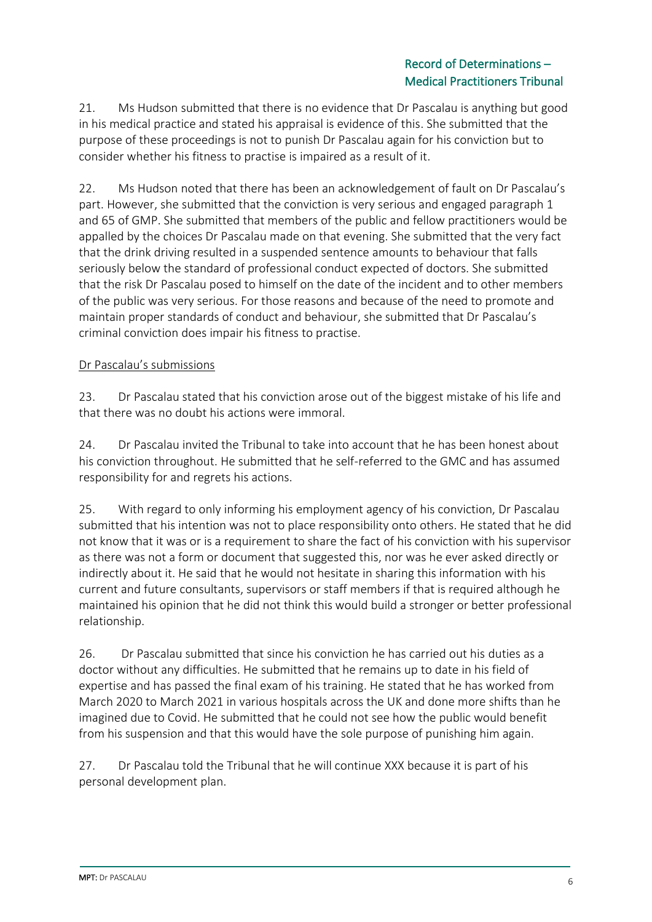21. Ms Hudson submitted that there is no evidence that Dr Pascalau is anything but good in his medical practice and stated his appraisal is evidence of this. She submitted that the purpose of these proceedings is not to punish Dr Pascalau again for his conviction but to consider whether his fitness to practise is impaired as a result of it.

22. Ms Hudson noted that there has been an acknowledgement of fault on Dr Pascalau's part. However, she submitted that the conviction is very serious and engaged paragraph 1 and 65 of GMP. She submitted that members of the public and fellow practitioners would be appalled by the choices Dr Pascalau made on that evening. She submitted that the very fact that the drink driving resulted in a suspended sentence amounts to behaviour that falls seriously below the standard of professional conduct expected of doctors. She submitted that the risk Dr Pascalau posed to himself on the date of the incident and to other members of the public was very serious. For those reasons and because of the need to promote and maintain proper standards of conduct and behaviour, she submitted that Dr Pascalau's criminal conviction does impair his fitness to practise.

<u>Dr Pascalau's submissions</u>

23. Dr Pascalau stated that his conviction arose out of the biggest mistake of his life and that there was no doubt his actions were immoral.

24. Dr Pascalau invited the Tribunal to take into account that he has been honest about his conviction throughout. He submitted that he self-referred to the GMC and has assumed responsibility for and regrets his actions.

25. With regard to only informing his employment agency of his conviction, Dr Pascalau submitted that his intention was not to place responsibility onto others. He stated that he did not know that it was or is a requirement to share the fact of his conviction with his supervisor as there was not a form or document that suggested this, nor was he ever asked directly or indirectly about it. He said that he would not hesitate in sharing this information with his current and future consultants, supervisors or staff members if that is required although he maintained his opinion that he did not think this would build a stronger or better professional relationship.

26. Dr Pascalau submitted that since his conviction he has carried out his duties as a doctor without any difficulties. He submitted that he remains up to date in his field of expertise and has passed the final exam of his training. He stated that he has worked from March 2020 to March 2021 in various hospitals across the UK and done more shifts than he imagined due to Covid. He submitted that he could not see how the public would benefit from his suspension and that this would have the sole purpose of punishing him again.

27. Dr Pascalau told the Tribunal that he will continue XXX because it is part of his personal development plan.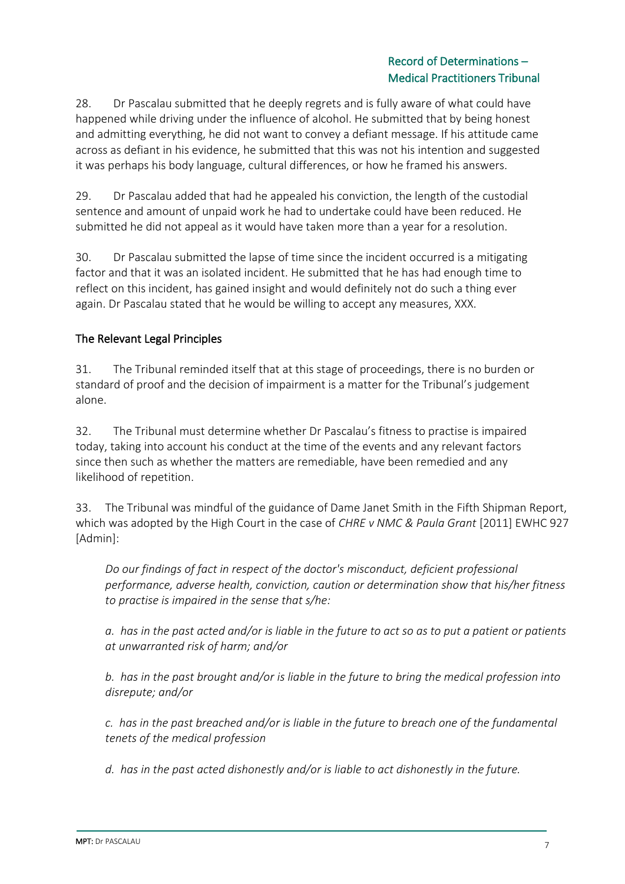28. Dr Pascalau submitted that he deeply regrets and is fully aware of what could have happened while driving under the influence of alcohol. He submitted that by being honest and admitting everything, he did not want to convey a defiant message. If his attitude came across as defiant in his evidence, he submitted that this was not his intention and suggested it was perhaps his body language, cultural differences, or how he framed his answers.

29. Dr Pascalau added that had he appealed his conviction, the length of the custodial sentence and amount of unpaid work he had to undertake could have been reduced. He submitted he did not appeal as it would have taken more than a year for a resolution.

30. Dr Pascalau submitted the lapse of time since the incident occurred is a mitigating factor and that it was an isolated incident. He submitted that he has had enough time to reflect on this incident, has gained insight and would definitely not do such a thing ever again. Dr Pascalau stated that he would be willing to accept any measures, XXX.

## The Relevant Legal Principles

31. The Tribunal reminded itself that at this stage of proceedings, there is no burden or standard of proof and the decision of impairment is a matter for the Tribunal's judgement alone.

32. The Tribunal must determine whether Dr Pascalau's fitness to practise is impaired today, taking into account his conduct at the time of the events and any relevant factors since then such as whether the matters are remediable, have been remedied and any likelihood of repetition.

33. The Tribunal was mindful of the guidance of Dame Janet Smith in the Fifth Shipman Report, which was adopted by the High Court in the case of *CHRE v NMC & Paula Grant* [2011] EWHC 927 [Admin]:

> *Do our findings of fact in respect of the doctor's misconduct, deficient professional performance, adverse health, conviction, caution or determination show that his/her fitness to practise is impaired in the sense that s/he:*
>
> *a. has in the past acted and/or is liable in the future to act so as to put a patient or patients at unwarranted risk of harm; and/or*
>
> *b. has in the past brought and/or is liable in the future to bring the medical profession into disrepute; and/or*
>
> *c. has in the past breached and/or is liable in the future to breach one of the fundamental tenets of the medical profession*
>
> *d. has in the past acted dishonestly and/or is liable to act dishonestly in the future.*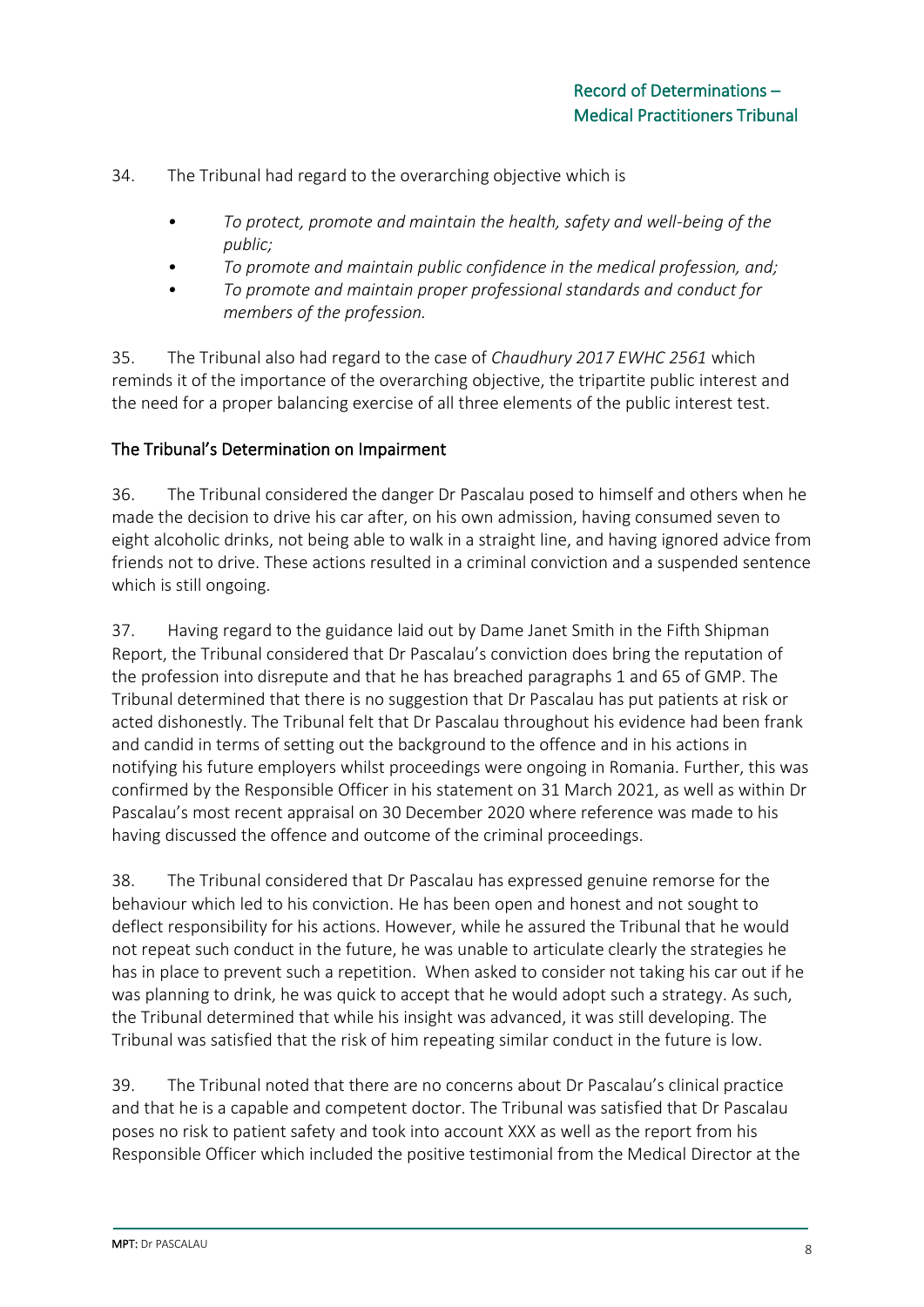34. The Tribunal had regard to the overarching objective which is

- *To protect, promote and maintain the health, safety and well-being of the public;*
- *To promote and maintain public confidence in the medical profession, and;*
- *To promote and maintain proper professional standards and conduct for members of the profession.*

35. The Tribunal also had regard to the case of *Chaudhury 2017 EWHC 2561* which reminds it of the importance of the overarching objective, the tripartite public interest and the need for a proper balancing exercise of all three elements of the public interest test.

## The Tribunal's Determination on Impairment

36. The Tribunal considered the danger Dr Pascalau posed to himself and others when he made the decision to drive his car after, on his own admission, having consumed seven to eight alcoholic drinks, not being able to walk in a straight line, and having ignored advice from friends not to drive. These actions resulted in a criminal conviction and a suspended sentence which is still ongoing.

37. Having regard to the guidance laid out by Dame Janet Smith in the Fifth Shipman Report, the Tribunal considered that Dr Pascalau's conviction does bring the reputation of the profession into disrepute and that he has breached paragraphs 1 and 65 of GMP. The Tribunal determined that there is no suggestion that Dr Pascalau has put patients at risk or acted dishonestly. The Tribunal felt that Dr Pascalau throughout his evidence had been frank and candid in terms of setting out the background to the offence and in his actions in notifying his future employers whilst proceedings were ongoing in Romania. Further, this was confirmed by the Responsible Officer in his statement on 31 March 2021, as well as within Dr Pascalau's most recent appraisal on 30 December 2020 where reference was made to his having discussed the offence and outcome of the criminal proceedings.

38. The Tribunal considered that Dr Pascalau has expressed genuine remorse for the behaviour which led to his conviction. He has been open and honest and not sought to deflect responsibility for his actions. However, while he assured the Tribunal that he would not repeat such conduct in the future, he was unable to articulate clearly the strategies he has in place to prevent such a repetition. When asked to consider not taking his car out if he was planning to drink, he was quick to accept that he would adopt such a strategy. As such, the Tribunal determined that while his insight was advanced, it was still developing. The Tribunal was satisfied that the risk of him repeating similar conduct in the future is low.

39. The Tribunal noted that there are no concerns about Dr Pascalau's clinical practice and that he is a capable and competent doctor. The Tribunal was satisfied that Dr Pascalau poses no risk to patient safety and took into account XXX as well as the report from his Responsible Officer which included the positive testimonial from the Medical Director at the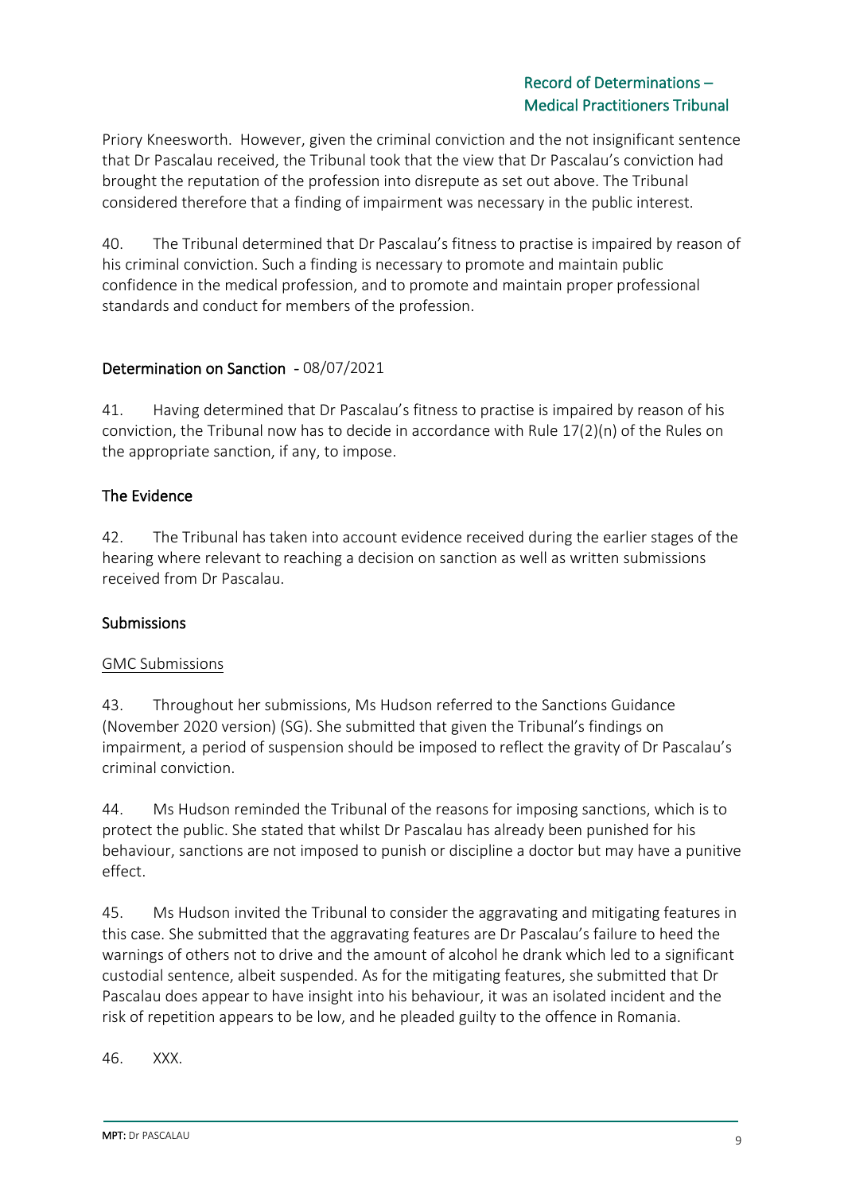Priory Kneesworth. However, given the criminal conviction and the not insignificant sentence that Dr Pascalau received, the Tribunal took that the view that Dr Pascalau's conviction had brought the reputation of the profession into disrepute as set out above. The Tribunal considered therefore that a finding of impairment was necessary in the public interest.

40. The Tribunal determined that Dr Pascalau's fitness to practise is impaired by reason of his criminal conviction. Such a finding is necessary to promote and maintain public confidence in the medical profession, and to promote and maintain proper professional standards and conduct for members of the profession.

## Determination on Sanction - 08/07/2021

41. Having determined that Dr Pascalau's fitness to practise is impaired by reason of his conviction, the Tribunal now has to decide in accordance with Rule 17(2)(n) of the Rules on the appropriate sanction, if any, to impose.

### The Evidence

42. The Tribunal has taken into account evidence received during the earlier stages of the hearing where relevant to reaching a decision on sanction as well as written submissions received from Dr Pascalau.

### Submissions

GMC Submissions

43. Throughout her submissions, Ms Hudson referred to the Sanctions Guidance (November 2020 version) (SG). She submitted that given the Tribunal's findings on impairment, a period of suspension should be imposed to reflect the gravity of Dr Pascalau's criminal conviction.

44. Ms Hudson reminded the Tribunal of the reasons for imposing sanctions, which is to protect the public. She stated that whilst Dr Pascalau has already been punished for his behaviour, sanctions are not imposed to punish or discipline a doctor but may have a punitive effect.

45. Ms Hudson invited the Tribunal to consider the aggravating and mitigating features in this case. She submitted that the aggravating features are Dr Pascalau's failure to heed the warnings of others not to drive and the amount of alcohol he drank which led to a significant custodial sentence, albeit suspended. As for the mitigating features, she submitted that Dr Pascalau does appear to have insight into his behaviour, it was an isolated incident and the risk of repetition appears to be low, and he pleaded guilty to the offence in Romania.

46. XXX.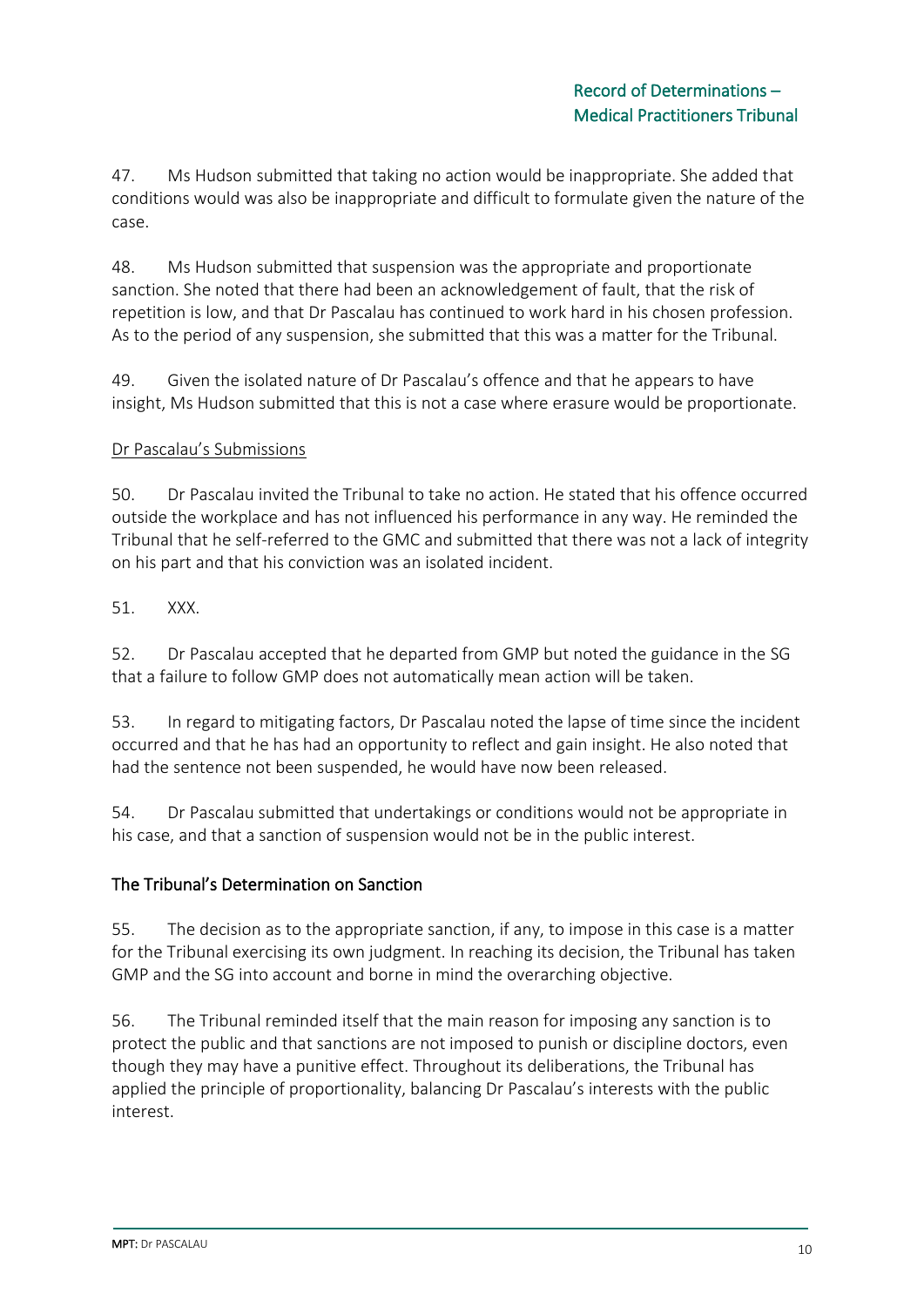47. Ms Hudson submitted that taking no action would be inappropriate. She added that conditions would was also be inappropriate and difficult to formulate given the nature of the case.

48. Ms Hudson submitted that suspension was the appropriate and proportionate sanction. She noted that there had been an acknowledgement of fault, that the risk of repetition is low, and that Dr Pascalau has continued to work hard in his chosen profession. As to the period of any suspension, she submitted that this was a matter for the Tribunal.

49. Given the isolated nature of Dr Pascalau's offence and that he appears to have insight, Ms Hudson submitted that this is not a case where erasure would be proportionate.

Dr Pascalau's Submissions

50. Dr Pascalau invited the Tribunal to take no action. He stated that his offence occurred outside the workplace and has not influenced his performance in any way. He reminded the Tribunal that he self-referred to the GMC and submitted that there was not a lack of integrity on his part and that his conviction was an isolated incident.

51. XXX.

52. Dr Pascalau accepted that he departed from GMP but noted the guidance in the SG that a failure to follow GMP does not automatically mean action will be taken.

53. In regard to mitigating factors, Dr Pascalau noted the lapse of time since the incident occurred and that he has had an opportunity to reflect and gain insight. He also noted that had the sentence not been suspended, he would have now been released.

54. Dr Pascalau submitted that undertakings or conditions would not be appropriate in his case, and that a sanction of suspension would not be in the public interest.

## The Tribunal's Determination on Sanction

55. The decision as to the appropriate sanction, if any, to impose in this case is a matter for the Tribunal exercising its own judgment. In reaching its decision, the Tribunal has taken GMP and the SG into account and borne in mind the overarching objective.

56. The Tribunal reminded itself that the main reason for imposing any sanction is to protect the public and that sanctions are not imposed to punish or discipline doctors, even though they may have a punitive effect. Throughout its deliberations, the Tribunal has applied the principle of proportionality, balancing Dr Pascalau's interests with the public interest.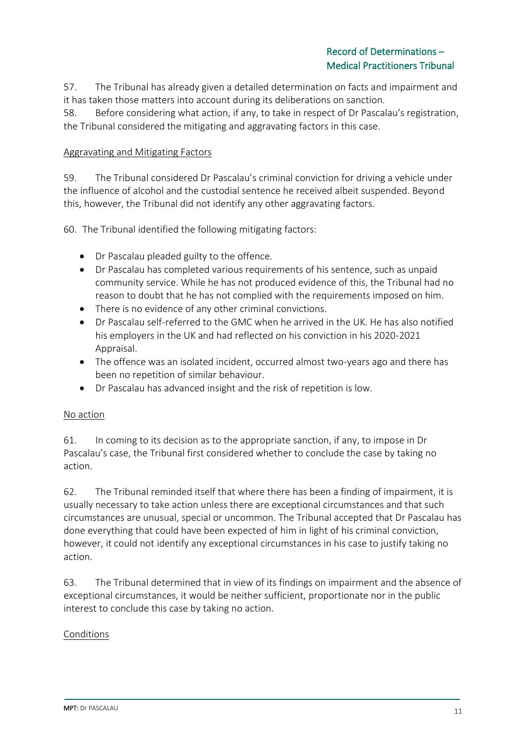57. The Tribunal has already given a detailed determination on facts and impairment and it has taken those matters into account during its deliberations on sanction.

58. Before considering what action, if any, to take in respect of Dr Pascalau's registration, the Tribunal considered the mitigating and aggravating factors in this case.

### Aggravating and Mitigating Factors

59. The Tribunal considered Dr Pascalau's criminal conviction for driving a vehicle under the influence of alcohol and the custodial sentence he received albeit suspended. Beyond this, however, the Tribunal did not identify any other aggravating factors.

60. The Tribunal identified the following mitigating factors:

- Dr Pascalau pleaded guilty to the offence.
- Dr Pascalau has completed various requirements of his sentence, such as unpaid community service. While he has not produced evidence of this, the Tribunal had no reason to doubt that he has not complied with the requirements imposed on him.
- There is no evidence of any other criminal convictions.
- Dr Pascalau self-referred to the GMC when he arrived in the UK. He has also notified his employers in the UK and had reflected on his conviction in his 2020-2021 Appraisal.
- The offence was an isolated incident, occurred almost two-years ago and there has been no repetition of similar behaviour.
- Dr Pascalau has advanced insight and the risk of repetition is low.

### No action

61. In coming to its decision as to the appropriate sanction, if any, to impose in Dr Pascalau's case, the Tribunal first considered whether to conclude the case by taking no action.

62. The Tribunal reminded itself that where there has been a finding of impairment, it is usually necessary to take action unless there are exceptional circumstances and that such circumstances are unusual, special or uncommon. The Tribunal accepted that Dr Pascalau has done everything that could have been expected of him in light of his criminal conviction, however, it could not identify any exceptional circumstances in his case to justify taking no action.

63. The Tribunal determined that in view of its findings on impairment and the absence of exceptional circumstances, it would be neither sufficient, proportionate nor in the public interest to conclude this case by taking no action.

### Conditions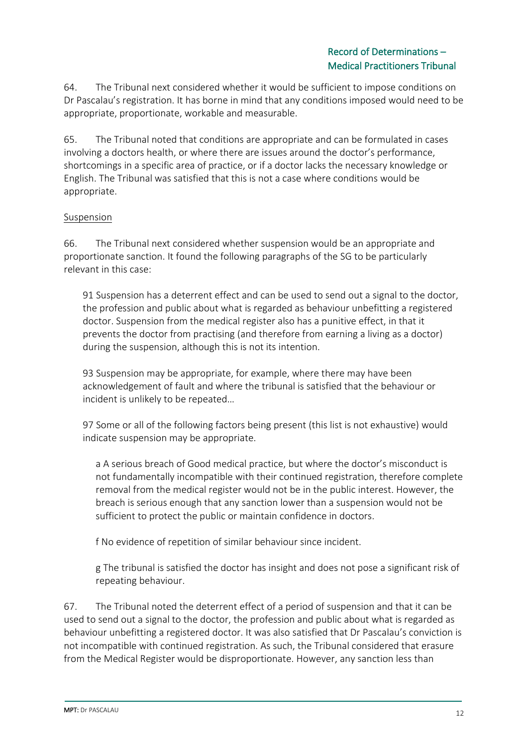64. The Tribunal next considered whether it would be sufficient to impose conditions on Dr Pascalau's registration. It has borne in mind that any conditions imposed would need to be appropriate, proportionate, workable and measurable.

65. The Tribunal noted that conditions are appropriate and can be formulated in cases involving a doctors health, or where there are issues around the doctor's performance, shortcomings in a specific area of practice, or if a doctor lacks the necessary knowledge or English. The Tribunal was satisfied that this is not a case where conditions would be appropriate.

<u>Suspension</u>

66. The Tribunal next considered whether suspension would be an appropriate and proportionate sanction. It found the following paragraphs of the SG to be particularly relevant in this case:

> 91 Suspension has a deterrent effect and can be used to send out a signal to the doctor, the profession and public about what is regarded as behaviour unbefitting a registered doctor. Suspension from the medical register also has a punitive effect, in that it prevents the doctor from practising (and therefore from earning a living as a doctor) during the suspension, although this is not its intention.
>
> 93 Suspension may be appropriate, for example, where there may have been acknowledgement of fault and where the tribunal is satisfied that the behaviour or incident is unlikely to be repeated…
>
> 97 Some or all of the following factors being present (this list is not exhaustive) would indicate suspension may be appropriate.
>
> > a A serious breach of Good medical practice, but where the doctor's misconduct is not fundamentally incompatible with their continued registration, therefore complete removal from the medical register would not be in the public interest. However, the breach is serious enough that any sanction lower than a suspension would not be sufficient to protect the public or maintain confidence in doctors.
> >
> > f No evidence of repetition of similar behaviour since incident.
> >
> > g The tribunal is satisfied the doctor has insight and does not pose a significant risk of repeating behaviour.

67. The Tribunal noted the deterrent effect of a period of suspension and that it can be used to send out a signal to the doctor, the profession and public about what is regarded as behaviour unbefitting a registered doctor. It was also satisfied that Dr Pascalau's conviction is not incompatible with continued registration. As such, the Tribunal considered that erasure from the Medical Register would be disproportionate. However, any sanction less than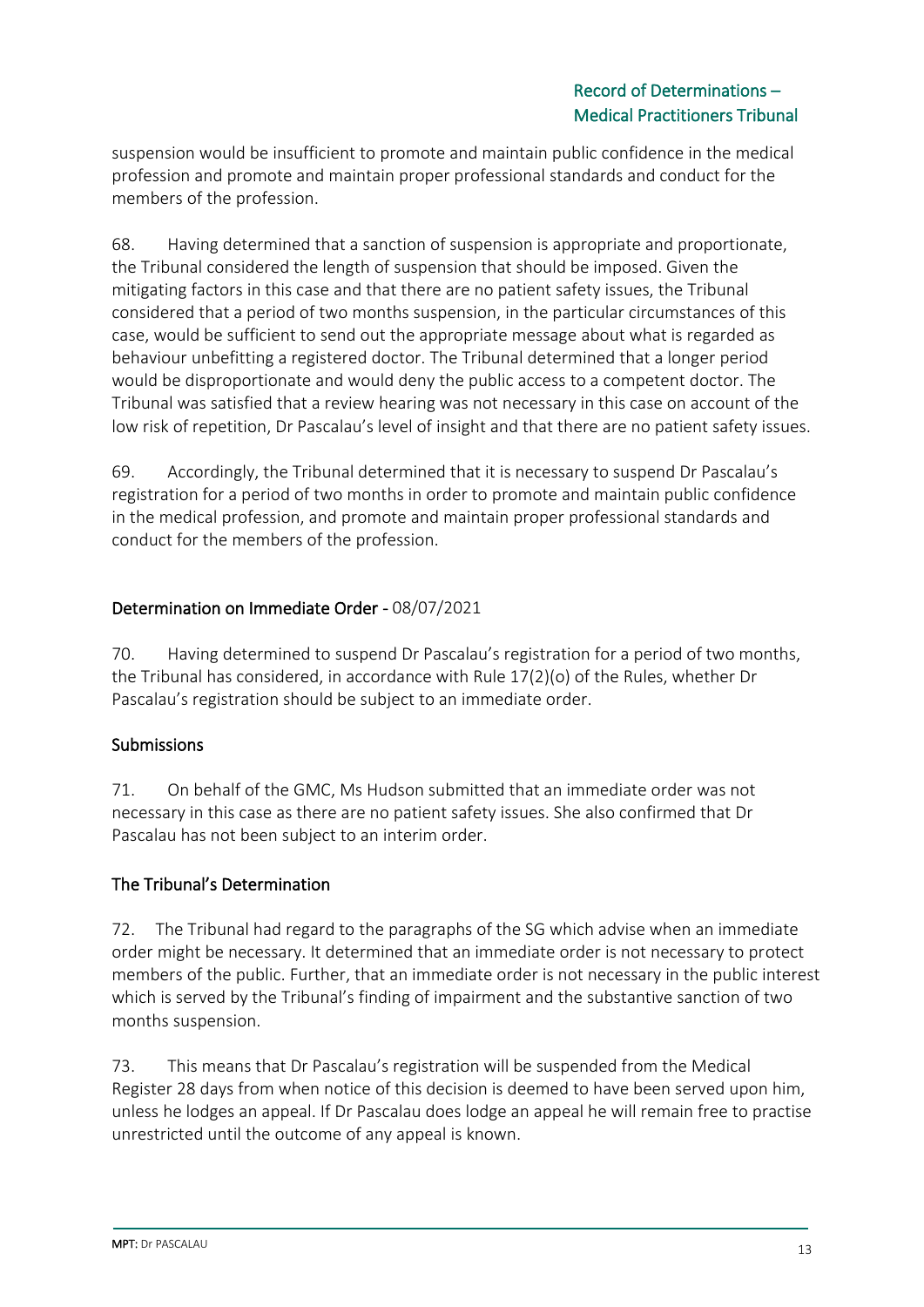suspension would be insufficient to promote and maintain public confidence in the medical profession and promote and maintain proper professional standards and conduct for the members of the profession.

68. Having determined that a sanction of suspension is appropriate and proportionate, the Tribunal considered the length of suspension that should be imposed. Given the mitigating factors in this case and that there are no patient safety issues, the Tribunal considered that a period of two months suspension, in the particular circumstances of this case, would be sufficient to send out the appropriate message about what is regarded as behaviour unbefitting a registered doctor. The Tribunal determined that a longer period would be disproportionate and would deny the public access to a competent doctor. The Tribunal was satisfied that a review hearing was not necessary in this case on account of the low risk of repetition, Dr Pascalau's level of insight and that there are no patient safety issues.

69. Accordingly, the Tribunal determined that it is necessary to suspend Dr Pascalau's registration for a period of two months in order to promote and maintain public confidence in the medical profession, and promote and maintain proper professional standards and conduct for the members of the profession.

## Determination on Immediate Order - 08/07/2021

70. Having determined to suspend Dr Pascalau's registration for a period of two months, the Tribunal has considered, in accordance with Rule 17(2)(o) of the Rules, whether Dr Pascalau's registration should be subject to an immediate order.

### Submissions

71. On behalf of the GMC, Ms Hudson submitted that an immediate order was not necessary in this case as there are no patient safety issues. She also confirmed that Dr Pascalau has not been subject to an interim order.

### The Tribunal's Determination

72. The Tribunal had regard to the paragraphs of the SG which advise when an immediate order might be necessary. It determined that an immediate order is not necessary to protect members of the public. Further, that an immediate order is not necessary in the public interest which is served by the Tribunal's finding of impairment and the substantive sanction of two months suspension.

73. This means that Dr Pascalau's registration will be suspended from the Medical Register 28 days from when notice of this decision is deemed to have been served upon him, unless he lodges an appeal. If Dr Pascalau does lodge an appeal he will remain free to practise unrestricted until the outcome of any appeal is known.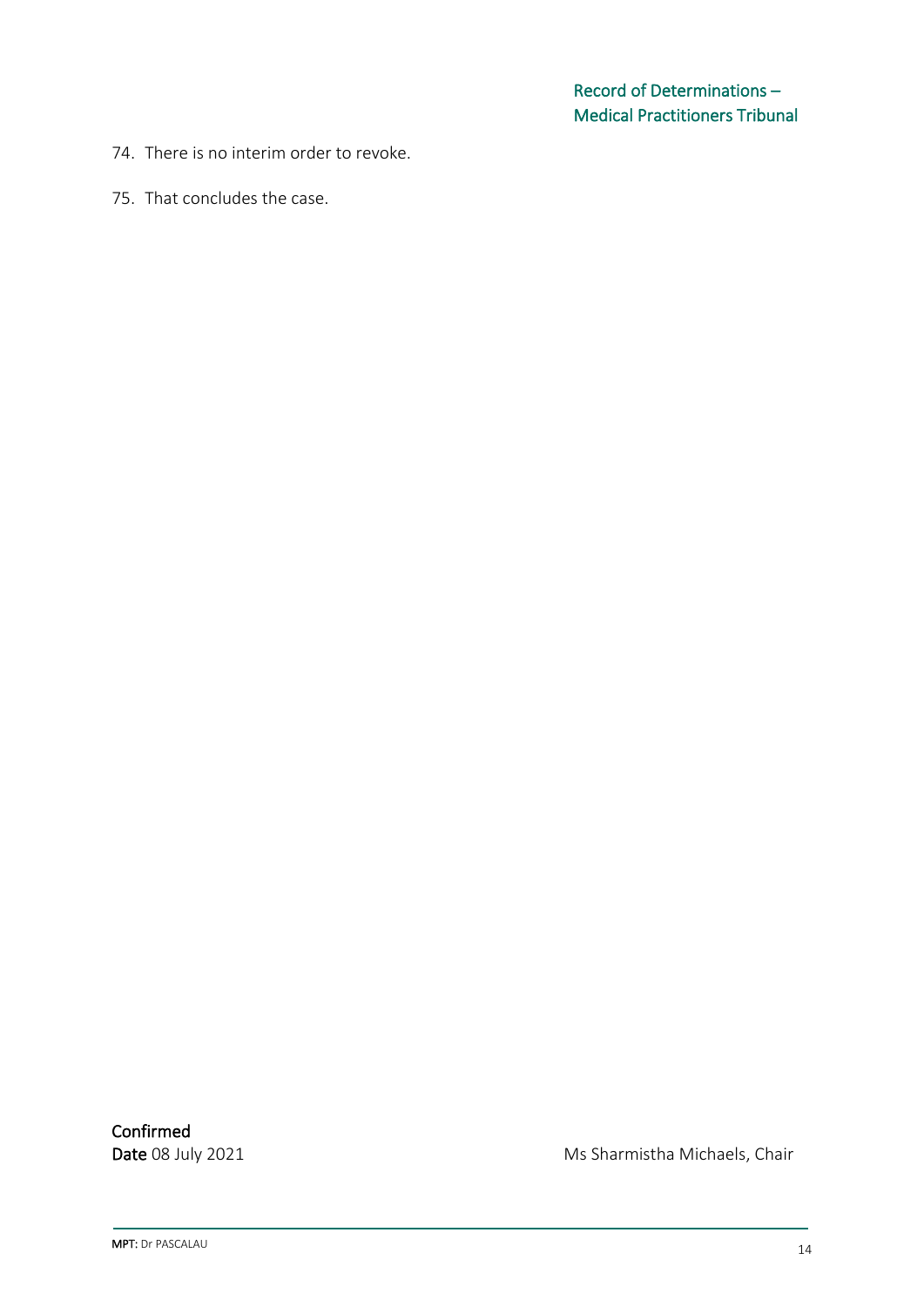74. There is no interim order to revoke.

75. That concludes the case.

**Confirmed**
**Date** 08 July 2021

Ms Sharmistha Michaels, Chair